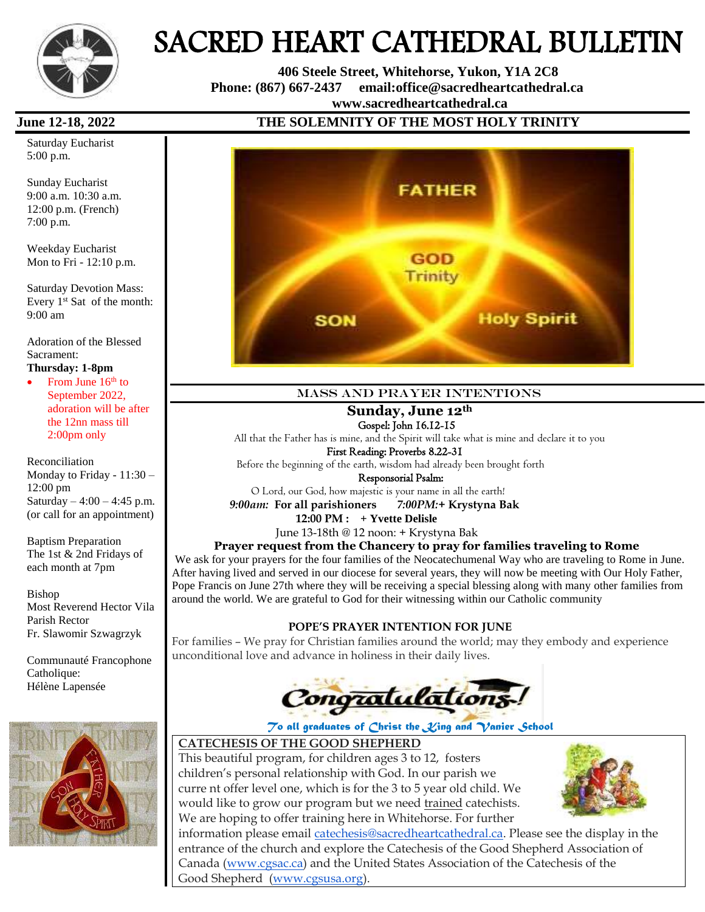# SACRED HEART CATHEDRAL BULLETIN

**406 Steele Street, Whitehorse, Yukon, Y1A 2C8**
**Phone: (867) 667-2437 email:office@sacredheartcathedral.ca**
**www.sacredheartcathedral.ca**

**June 12-18, 2022** **THE SOLEMNITY OF THE MOST HOLY TRINITY**

Saturday Eucharist
5:00 p.m.

Sunday Eucharist
9:00 a.m. 10:30 a.m.
12:00 p.m. (French)
7:00 p.m.

Weekday Eucharist
Mon to Fri - 12:10 p.m.

Saturday Devotion Mass:
Every 1st Sat of the month:
9:00 am

Adoration of the Blessed Sacrament:
**Thursday: 1-8pm**

- From June 16th to September 2022, adoration will be after the 12nn mass till 2:00pm only

Reconciliation
Monday to Friday - 11:30 – 12:00 pm
Saturday – 4:00 – 4:45 p.m.
(or call for an appointment)

Baptism Preparation
The 1st & 2nd Fridays of each month at 7pm

Bishop
Most Reverend Hector Vila
Parish Rector
Fr. Slawomir Szwagrzyk

Communauté Francophone Catholique:
Hélène Lapensée

## MASS AND PRAYER INTENTIONS

### Sunday, June 12th

Gospel: John 16.12-15
All that the Father has is mine, and the Spirit will take what is mine and declare it to you
First Reading: Proverbs 8.22-31
Before the beginning of the earth, wisdom had already been brought forth
Responsorial Psalm:
O Lord, our God, how majestic is your name in all the earth!
*9:00am:* **For all parishioners** *7:00PM:* **+ Krystyna Bak**
**12:00 PM : + Yvette Delisle**
June 13-18th @ 12 noon: + Krystyna Bak

**Prayer request from the Chancery to pray for families traveling to Rome**

We ask for your prayers for the four families of the Neocatechumenal Way who are traveling to Rome in June. After having lived and served in our diocese for several years, they will now be meeting with Our Holy Father, Pope Francis on June 27th where they will be receiving a special blessing along with many other families from around the world. We are grateful to God for their witnessing within our Catholic community

**POPE'S PRAYER INTENTION FOR JUNE**

For families – We pray for Christian families around the world; may they embody and experience unconditional love and advance in holiness in their daily lives.

Congratulations!
*To all graduates of Christ the King and Vanier School*

**CATECHESIS OF THE GOOD SHEPHERD**

This beautiful program, for children ages 3 to 12, fosters children's personal relationship with God. In our parish we curre nt offer level one, which is for the 3 to 5 year old child. We would like to grow our program but we need trained catechists. We are hoping to offer training here in Whitehorse. For further information please email catechesis@sacredheartcathedral.ca. Please see the display in the entrance of the church and explore the Catechesis of the Good Shepherd Association of Canada (www.cgsac.ca) and the United States Association of the Catechesis of the Good Shepherd (www.cgsusa.org).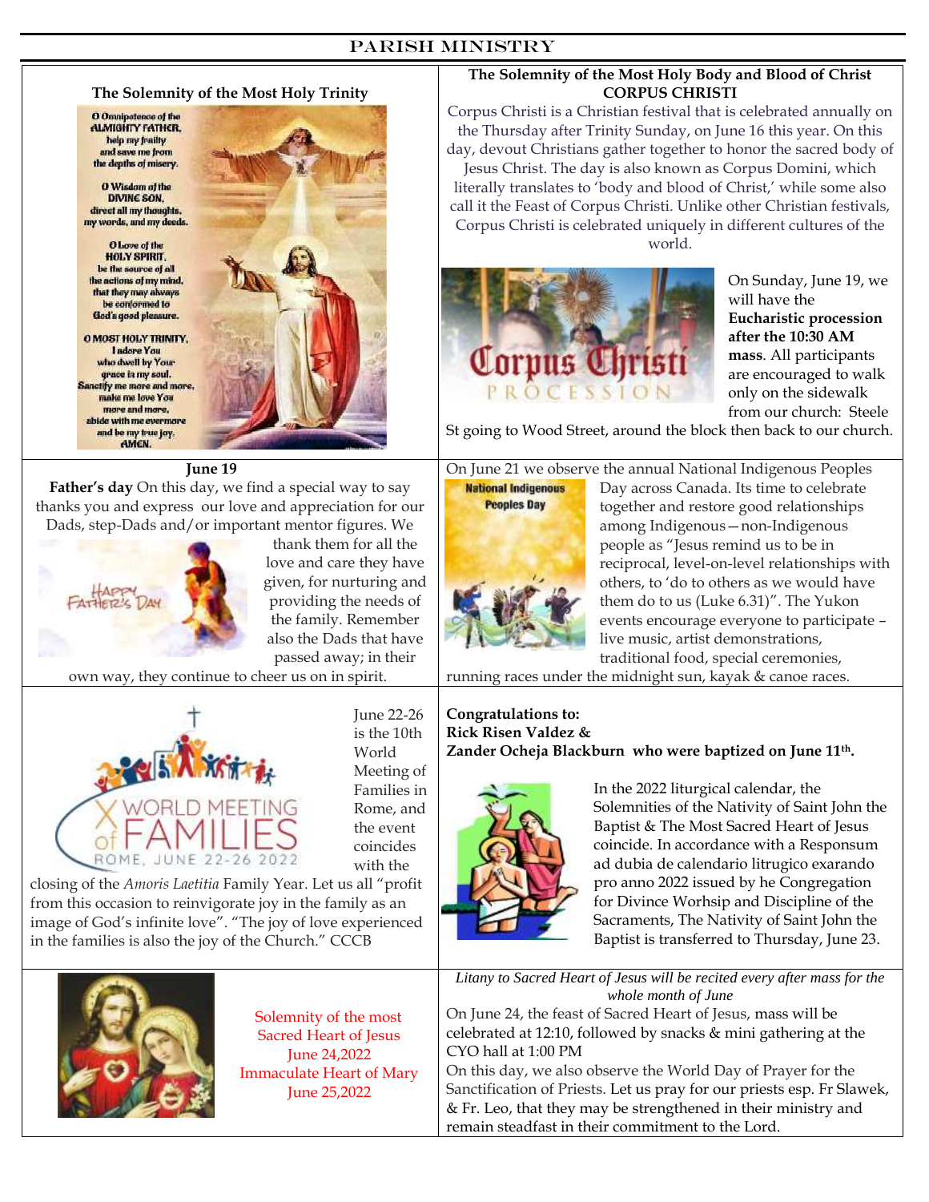# PARISH MINISTRY

## The Solemnity of the Most Holy Trinity

O Omnipotence of the ALMIGHTY FATHER, help my frailty and save me from the depths of misery.

O Wisdom of the DIVINE SON, direct all my thoughts, my words, and my deeds.

O Love of the HOLY SPIRIT, be the source of all the actions of my mind, that they may always be conformed to God's good pleasure.

O MOST HOLY TRINITY, I adore You who dwell by Your grace in my soul. Sanctify me more and more, make me love You more and more, abide with me evermore and be my true joy. AMEN.

## The Solemnity of the Most Holy Body and Blood of Christ CORPUS CHRISTI

Corpus Christi is a Christian festival that is celebrated annually on the Thursday after Trinity Sunday, on June 16 this year. On this day, devout Christians gather together to honor the sacred body of Jesus Christ. The day is also known as Corpus Domini, which literally translates to 'body and blood of Christ,' while some also call it the Feast of Corpus Christi. Unlike other Christian festivals, Corpus Christi is celebrated uniquely in different cultures of the world.

On Sunday, June 19, we will have the **Eucharistic procession after the 10:30 AM mass**. All participants are encouraged to walk only on the sidewalk from our church: Steele St going to Wood Street, around the block then back to our church.

## June 19

**Father's day** On this day, we find a special way to say thanks you and express our love and appreciation for our Dads, step-Dads and/or important mentor figures. We thank them for all the love and care they have given, for nurturing and providing the needs of the family. Remember also the Dads that have passed away; in their own way, they continue to cheer us on in spirit.

On June 21 we observe the annual National Indigenous Peoples Day across Canada. Its time to celebrate together and restore good relationships among Indigenous—non-Indigenous people as "Jesus remind us to be in reciprocal, level-on-level relationships with others, to 'do to others as we would have them do to us (Luke 6.31)". The Yukon events encourage everyone to participate – live music, artist demonstrations, traditional food, special ceremonies, running races under the midnight sun, kayak & canoe races.

June 22-26 is the 10th World Meeting of Families in Rome, and the event coincides with the closing of the *Amoris Laetitia* Family Year. Let us all "profit from this occasion to reinvigorate joy in the family as an image of God's infinite love". "The joy of love experienced in the families is also the joy of the Church." CCCB

**Congratulations to:**
**Rick Risen Valdez &**
**Zander Ocheja Blackburn who were baptized on June 11th.**

In the 2022 liturgical calendar, the Solemnities of the Nativity of Saint John the Baptist & The Most Sacred Heart of Jesus coincide. In accordance with a Responsum ad dubia de calendario litrugico exarando pro anno 2022 issued by he Congregation for Divince Worship and Discipline of the Sacraments, The Nativity of Saint John the Baptist is transferred to Thursday, June 23.

Solemnity of the most Sacred Heart of Jesus June 24,2022
Immaculate Heart of Mary June 25,2022

*Litany to Sacred Heart of Jesus will be recited every after mass for the whole month of June*

On June 24, the feast of Sacred Heart of Jesus, mass will be celebrated at 12:10, followed by snacks & mini gathering at the CYO hall at 1:00 PM

On this day, we also observe the World Day of Prayer for the Sanctification of Priests. Let us pray for our priests esp. Fr Slawek, & Fr. Leo, that they may be strengthened in their ministry and remain steadfast in their commitment to the Lord.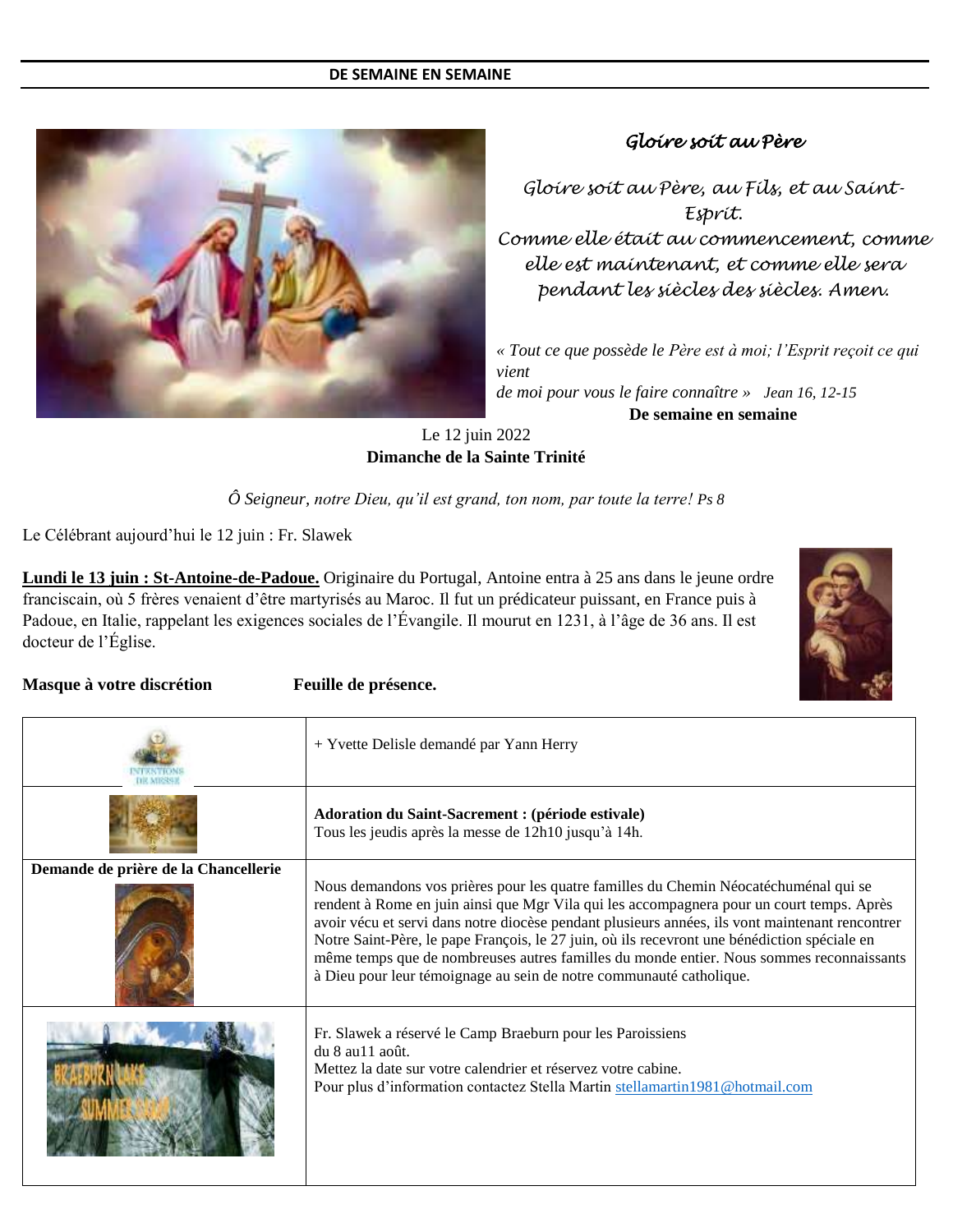**DE SEMAINE EN SEMAINE**

*Gloire soit au Père*

*Gloire soit au Père, au Fils, et au Saint-Esprit.*
*Comme elle était au commencement, comme elle est maintenant, et comme elle sera pendant les siècles des siècles. Amen.*

*« Tout ce que possède le Père est à moi; l'Esprit reçoit ce qui vient de moi pour vous le faire connaître »* *Jean 16, 12-15*

**De semaine en semaine**

Le 12 juin 2022
**Dimanche de la Sainte Trinité**

*Ô Seigneur, notre Dieu, qu'il est grand, ton nom, par toute la terre! Ps 8*

Le Célébrant aujourd'hui le 12 juin : Fr. Slawek

**Lundi le 13 juin : St-Antoine-de-Padoue.** Originaire du Portugal, Antoine entra à 25 ans dans le jeune ordre franciscain, où 5 frères venaient d'être martyrisés au Maroc. Il fut un prédicateur puissant, en France puis à Padoue, en Italie, rappelant les exigences sociales de l'Évangile. Il mourut en 1231, à l'âge de 36 ans. Il est docteur de l'Église.

**Masque à votre discrétion** **Feuille de présence.**

| | |
|---|---|
| INTENTIONS DE MESSE | + Yvette Delisle demandé par Yann Herry |
| | **Adoration du Saint-Sacrement : (période estivale)** Tous les jeudis après la messe de 12h10 jusqu'à 14h. |
| **Demande de prière de la Chancellerie** | Nous demandons vos prières pour les quatre familles du Chemin Néocatéchuménal qui se rendent à Rome en juin ainsi que Mgr Vila qui les accompagnera pour un court temps. Après avoir vécu et servi dans notre diocèse pendant plusieurs années, ils vont maintenant rencontrer Notre Saint-Père, le pape François, le 27 juin, où ils recevront une bénédiction spéciale en même temps que de nombreuses autres familles du monde entier. Nous sommes reconnaissants à Dieu pour leur témoignage au sein de notre communauté catholique. |
| BRAEBURN LAKE SUMMER CAMP | Fr. Slawek a réservé le Camp Braeburn pour les Paroissiens du 8 au11 août. Mettez la date sur votre calendrier et réservez votre cabine. Pour plus d'information contactez Stella Martin stellamartin1981@hotmail.com |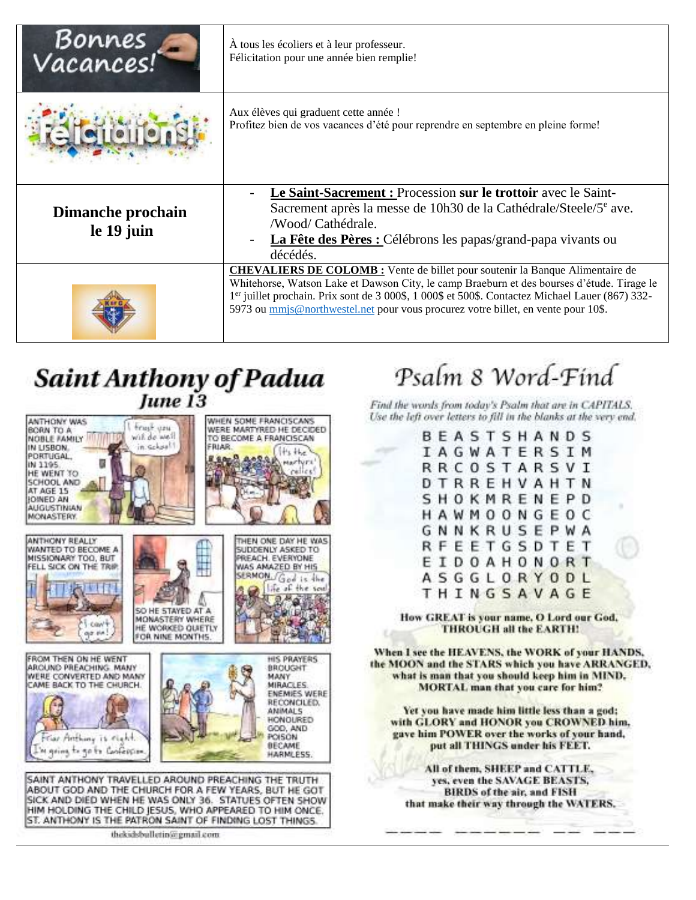| | |
|---|---|
| Bonnes Vacances! | À tous les écoliers et à leur professeur.<br>Félicitation pour une année bien remplie! |
| Félicitations! | Aux élèves qui graduent cette année !<br>Profitez bien de vos vacances d'été pour reprendre en septembre en pleine forme! |
| **Dimanche prochain le 19 juin** | - **Le Saint-Sacrement :** Procession **sur le trottoir** avec le Saint-Sacrement après la messe de 10h30 de la Cathédrale/Steele/5e ave. /Wood/ Cathédrale.<br>- **La Fête des Pères :** Célébrons les papas/grand-papa vivants ou décédés. |
| | **CHEVALIERS DE COLOMB :** Vente de billet pour soutenir la Banque Alimentaire de Whitehorse, Watson Lake et Dawson City, le camp Braeburn et des bourses d'étude. Tirage le 1er juillet prochain. Prix sont de 3 000$, 1 000$ et 500$. Contactez Michael Lauer (867) 332-5973 ou mmjs@northwestel.net pour vous procurez votre billet, en vente pour 10$. |

# Saint Anthony of Padua

## June 13

ANTHONY WAS BORN TO A NOBLE FAMILY IN LISBON, PORTUGAL, IN 1195. HE WENT TO SCHOOL AND AT AGE 15 JOINED AN AUGUSTINIAN MONASTERY.

WHEN SOME FRANCISCANS WERE MARTYRED HE DECIDED TO BECOME A FRANCISCAN FRIAR.

ANTHONY REALLY WANTED TO BECOME A MISSIONARY TOO, BUT FELL SICK ON THE TRIP.

SO HE STAYED AT A MONASTERY WHERE HE WORKED QUIETLY FOR NINE MONTHS.

THEN ONE DAY HE WAS SUDDENLY ASKED TO PREACH. EVERYONE WAS AMAZED BY HIS SERMON.

FROM THEN ON HE WENT AROUND PREACHING. MANY WERE CONVERTED AND MANY CAME BACK TO THE CHURCH.

HIS PRAYERS BROUGHT MANY MIRACLES. ENEMIES WERE RECONCILED, ANIMALS HONOURED GOD, AND POISON BECAME HARMLESS.

SAINT ANTHONY TRAVELLED AROUND PREACHING THE TRUTH ABOUT GOD AND THE CHURCH FOR A FEW YEARS, BUT HE GOT SICK AND DIED WHEN HE WAS ONLY 36. STATUES OFTEN SHOW HIM HOLDING THE CHILD JESUS, WHO APPEARED TO HIM ONCE. ST. ANTHONY IS THE PATRON SAINT OF FINDING LOST THINGS.

thekidsbulletin@gmail.com

# Psalm 8 Word-Find

*Find the words from today's Psalm that are in CAPITALS. Use the left over letters to fill in the blanks at the very end.*

```
B E A S T S H A N D S
I A G W A T E R S I M
R R C O S T A R S V I
D T R R E H V A H T N
S H O K M R E N E P D
H A W M O O N G E O C
G N N K R U S E P W A
R F E E T G S D T E T
E I D O A H O N O R T
A S G G L O R Y O D L
T H I N G S A V A G E
```

**How GREAT is your name, O Lord our God, THROUGH all the EARTH!**

**When I see the HEAVENS, the WORK of your HANDS, the MOON and the STARS which you have ARRANGED, what is man that you should keep him in MIND, MORTAL man that you care for him?**

**Yet you have made him little less than a god; with GLORY and HONOR you CROWNED him, gave him POWER over the works of your hand, put all THINGS under his FEET.**

**All of them, SHEEP and CATTLE, yes, even the SAVAGE BEASTS, BIRDS of the air, and FISH that make their way through the WATERS.**

\_ \_ \_ \_ &nbsp; \_ \_ \_ \_ \_ \_ &nbsp; \_ \_ &nbsp; \_ \_ \_